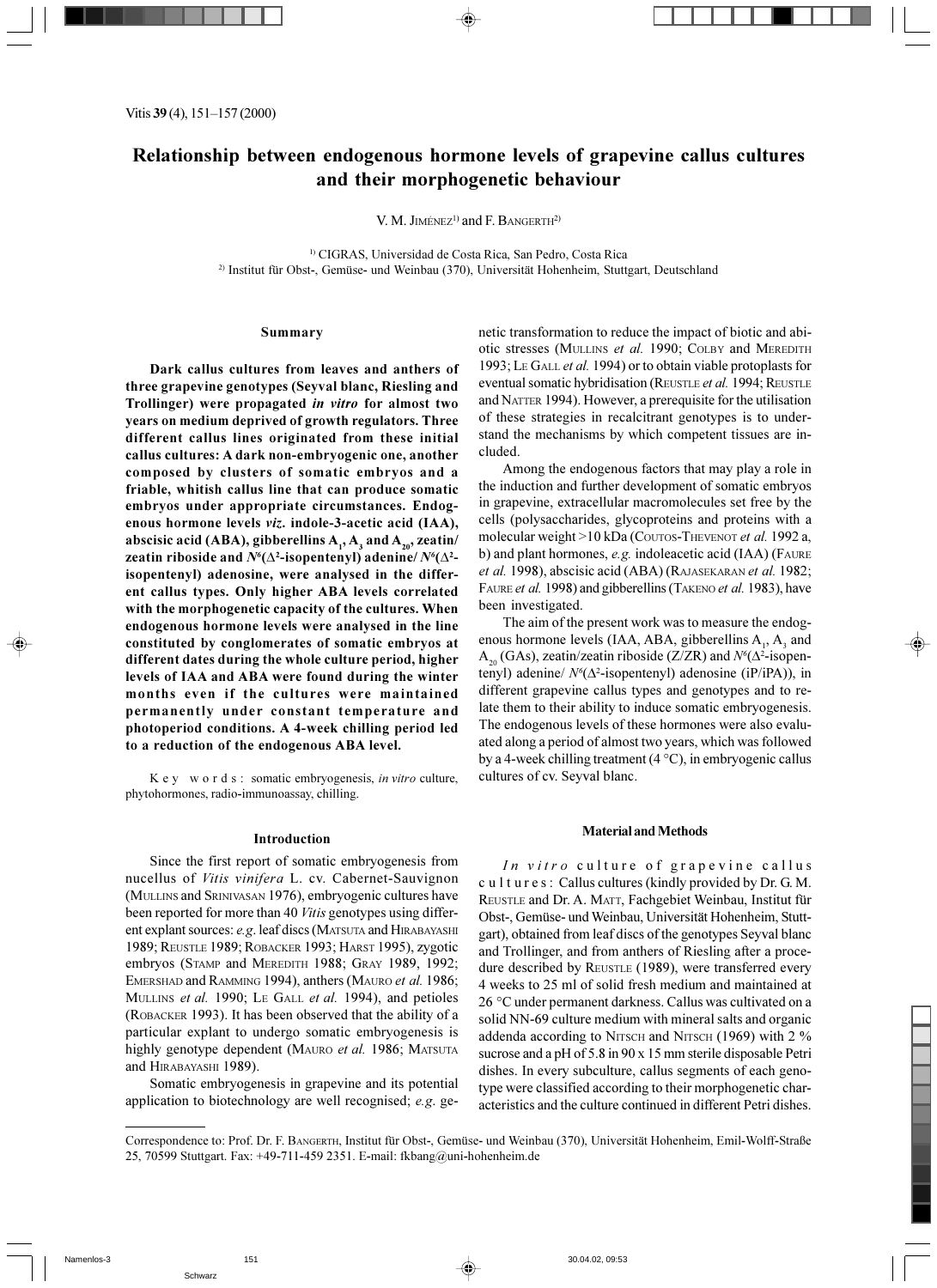# Relationship between endogenous hormone levels of grapevine callus cultures and their morphogenetic behaviour

V. M. JIMÉNEZ[1] and F. BANGERTH[2]

[1] CIGRAS, Universidad de Costa Rica, San Pedro, Costa Rica
[2] Institut für Obst-, Gemüse- und Weinbau (370), Universität Hohenheim, Stuttgart, Deutschland

## Summary

**Dark callus cultures from leaves and anthers of three grapevine genotypes (Seyval blanc, Riesling and Trollinger) were propagated *in vitro* for almost two years on medium deprived of growth regulators. Three different callus lines originated from these initial callus cultures: A dark non-embryogenic one, another composed by clusters of somatic embryos and a friable, whitish callus line that can produce somatic embryos under appropriate circumstances. Endogenous hormone levels *viz.* indole-3-acetic acid (IAA), abscisic acid (ABA), gibberellins $A_1$, $A_3$ and $A_{20}$, zeatin/zeatin riboside and $N^6(\Delta^2$-isopentenyl) adenine/ $N^6(\Delta^2$-isopentenyl) adenosine, were analysed in the different callus types. Only higher ABA levels correlated with the morphogenetic capacity of the cultures. When endogenous hormone levels were analysed in the line constituted by conglomerates of somatic embryos at different dates during the whole culture period, higher levels of IAA and ABA were found during the winter months even if the cultures were maintained permanently under constant temperature and photoperiod conditions. A 4-week chilling period led to a reduction of the endogenous ABA level.**

Key words: somatic embryogenesis, *in vitro* culture, phytohormones, radio-immunoassay, chilling.

## Introduction

Since the first report of somatic embryogenesis from nucellus of *Vitis vinifera* L. cv. Cabernet-Sauvignon (MULLINS and SRINIVASAN 1976), embryogenic cultures have been reported for more than 40 *Vitis* genotypes using different explant sources: *e.g.* leaf discs (MATSUTA and HIRABAYASHI 1989; REUSTLE 1989; ROBACKER 1993; HARST 1995), zygotic embryos (STAMP and MEREDITH 1988; GRAY 1989, 1992; EMERSHAD and RAMMING 1994), anthers (MAURO *et al.* 1986; MULLINS *et al.* 1990; LE GALL *et al.* 1994), and petioles (ROBACKER 1993). It has been observed that the ability of a particular explant to undergo somatic embryogenesis is highly genotype dependent (MAURO *et al.* 1986; MATSUTA and HIRABAYASHI 1989).

Somatic embryogenesis in grapevine and its potential application to biotechnology are well recognised; *e.g.* genetic transformation to reduce the impact of biotic and abiotic stresses (MULLINS *et al.* 1990; COLBY and MEREDITH 1993; LE GALL *et al.* 1994) or to obtain viable protoplasts for eventual somatic hybridisation (REUSTLE *et al.* 1994; REUSTLE and NATTER 1994). However, a prerequisite for the utilisation of these strategies in recalcitrant genotypes is to understand the mechanisms by which competent tissues are included.

Among the endogenous factors that may play a role in the induction and further development of somatic embryos in grapevine, extracellular macromolecules set free by the cells (polysaccharides, glycoproteins and proteins with a molecular weight >10 kDa (COUTOS-THEVENOT *et al.* 1992 a, b) and plant hormones, *e.g.* indoleacetic acid (IAA) (FAURE *et al.* 1998), abscisic acid (ABA) (RAJASEKARAN *et al.* 1982; FAURE *et al.* 1998) and gibberellins (TAKENO *et al.* 1983), have been investigated.

The aim of the present work was to measure the endogenous hormone levels (IAA, ABA, gibberellins $A_1$, $A_3$ and $A_{20}$ (GAs), zeatin/zeatin riboside (Z/ZR) and $N^6(\Delta^2$-isopentenyl) adenine/ $N^6(\Delta^2$-isopentenyl) adenosine (iP/iPA)), in different grapevine callus types and genotypes and to relate them to their ability to induce somatic embryogenesis. The endogenous levels of these hormones were also evaluated along a period of almost two years, which was followed by a 4-week chilling treatment (4 °C), in embryogenic callus cultures of cv. Seyval blanc.

## Material and Methods

*In vitro* culture of grapevine callus cultures: Callus cultures (kindly provided by Dr. G. M. REUSTLE and Dr. A. MATT, Fachgebiet Weinbau, Institut für Obst-, Gemüse- und Weinbau, Universität Hohenheim, Stuttgart), obtained from leaf discs of the genotypes Seyval blanc and Trollinger, and from anthers of Riesling after a procedure described by REUSTLE (1989), were transferred every 4 weeks to 25 ml of solid fresh medium and maintained at 26 °C under permanent darkness. Callus was cultivated on a solid NN-69 culture medium with mineral salts and organic addenda according to NITSCH and NITSCH (1969) with 2 % sucrose and a pH of 5.8 in 90 x 15 mm sterile disposable Petri dishes. In every subculture, callus segments of each genotype were classified according to their morphogenetic characteristics and the culture continued in different Petri dishes.

---

Correspondence to: Prof. Dr. F. BANGERTH, Institut für Obst-, Gemüse- und Weinbau (370), Universität Hohenheim, Emil-Wolff-Straße 25, 70599 Stuttgart. Fax: +49-711-459 2351. E-mail: fkbang@uni-hohenheim.de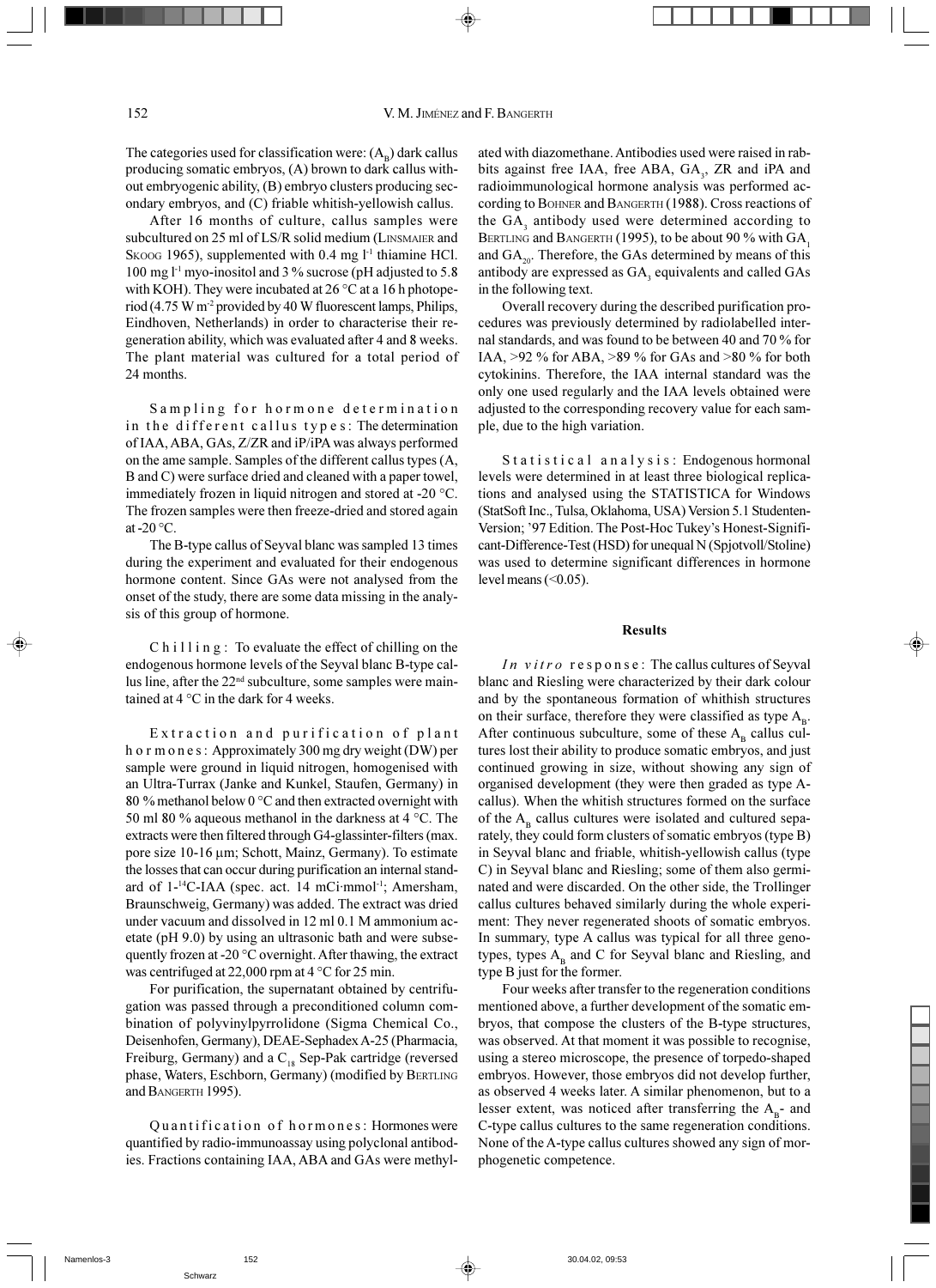The categories used for classification were: ($A_B$) dark callus producing somatic embryos, (A) brown to dark callus without embryogenic ability, (B) embryo clusters producing secondary embryos, and (C) friable whitish-yellowish callus.

After 16 months of culture, callus samples were subcultured on 25 ml of LS/R solid medium (LINSMAIER and SKOOG 1965), supplemented with 0.4 mg $l^{-1}$ thiamine HCl. 100 mg $l^{-1}$ myo-inositol and 3 % sucrose (pH adjusted to 5.8 with KOH). They were incubated at 26 °C at a 16 h photoperiod (4.75 W $m^{-2}$ provided by 40 W fluorescent lamps, Philips, Eindhoven, Netherlands) in order to characterise their regeneration ability, which was evaluated after 4 and 8 weeks. The plant material was cultured for a total period of 24 months.

*Sampling for hormone determination in the different callus types*: The determination of IAA, ABA, GAs, Z/ZR and iP/iPA was always performed on the ame sample. Samples of the different callus types (A, B and C) were surface dried and cleaned with a paper towel, immediately frozen in liquid nitrogen and stored at -20 °C. The frozen samples were then freeze-dried and stored again at -20 °C.

The B-type callus of Seyval blanc was sampled 13 times during the experiment and evaluated for their endogenous hormone content. Since GAs were not analysed from the onset of the study, there are some data missing in the analysis of this group of hormone.

*Chilling*: To evaluate the effect of chilling on the endogenous hormone levels of the Seyval blanc B-type callus line, after the 22[nd] subculture, some samples were maintained at 4 °C in the dark for 4 weeks.

*Extraction and purification of plant hormones*: Approximately 300 mg dry weight (DW) per sample were ground in liquid nitrogen, homogenised with an Ultra-Turrax (Janke and Kunkel, Staufen, Germany) in 80 % methanol below 0 °C and then extracted overnight with 50 ml 80 % aqueous methanol in the darkness at 4 °C. The extracts were then filtered through G4-glassinter-filters (max. pore size 10-16 µm; Schott, Mainz, Germany). To estimate the losses that can occur during purification an internal standard of 1-$^{14}$C-IAA (spec. act. 14 mCi·mmol$^{-1}$; Amersham, Braunschweig, Germany) was added. The extract was dried under vacuum and dissolved in 12 ml 0.1 M ammonium acetate (pH 9.0) by using an ultrasonic bath and were subsequently frozen at -20 °C overnight. After thawing, the extract was centrifuged at 22,000 rpm at 4 °C for 25 min.

For purification, the supernatant obtained by centrifugation was passed through a preconditioned column combination of polyvinylpyrrolidone (Sigma Chemical Co., Deisenhofen, Germany), DEAE-Sephadex A-25 (Pharmacia, Freiburg, Germany) and a $C_{18}$ Sep-Pak cartridge (reversed phase, Waters, Eschborn, Germany) (modified by BERTLING and BANGERTH 1995).

*Quantification of hormones*: Hormones were quantified by radio-immunoassay using polyclonal antibodies. Fractions containing IAA, ABA and GAs were methylated with diazomethane. Antibodies used were raised in rabbits against free IAA, free ABA, $GA_3$, ZR and iPA and radioimmunological hormone analysis was performed according to BOHNER and BANGERTH (1988). Cross reactions of the $GA_3$ antibody used were determined according to BERTLING and BANGERTH (1995), to be about 90 % with $GA_1$ and $GA_{20}$. Therefore, the GAs determined by means of this antibody are expressed as $GA_3$ equivalents and called GAs in the following text.

Overall recovery during the described purification procedures was previously determined by radiolabelled internal standards, and was found to be between 40 and 70 % for IAA, >92 % for ABA, >89 % for GAs and >80 % for both cytokinins. Therefore, the IAA internal standard was the only one used regularly and the IAA levels obtained were adjusted to the corresponding recovery value for each sample, due to the high variation.

*Statistical analysis*: Endogenous hormonal levels were determined in at least three biological replications and analysed using the STATISTICA for Windows (StatSoft Inc., Tulsa, Oklahoma, USA) Version 5.1 Studenten-Version; '97 Edition. The Post-Hoc Tukey's Honest-Significant-Difference-Test (HSD) for unequal N (Spjotvoll/Stoline) was used to determine significant differences in hormone level means (<0.05).

## Results

*In vitro response*: The callus cultures of Seyval blanc and Riesling were characterized by their dark colour and by the spontaneous formation of whithish structures on their surface, therefore they were classified as type $A_B$. After continuous subculture, some of these $A_B$ callus cultures lost their ability to produce somatic embryos, and just continued growing in size, without showing any sign of organised development (they were then graded as type A-callus). When the whitish structures formed on the surface of the $A_B$ callus cultures were isolated and cultured separately, they could form clusters of somatic embryos (type B) in Seyval blanc and friable, whitish-yellowish callus (type C) in Seyval blanc and Riesling; some of them also germinated and were discarded. On the other side, the Trollinger callus cultures behaved similarly during the whole experiment: They never regenerated shoots of somatic embryos. In summary, type A callus was typical for all three genotypes, types $A_B$ and C for Seyval blanc and Riesling, and type B just for the former.

Four weeks after transfer to the regeneration conditions mentioned above, a further development of the somatic embryos, that compose the clusters of the B-type structures, was observed. At that moment it was possible to recognise, using a stereo microscope, the presence of torpedo-shaped embryos. However, those embryos did not develop further, as observed 4 weeks later. A similar phenomenon, but to a lesser extent, was noticed after transferring the $A_B$- and C-type callus cultures to the same regeneration conditions. None of the A-type callus cultures showed any sign of morphogenetic competence.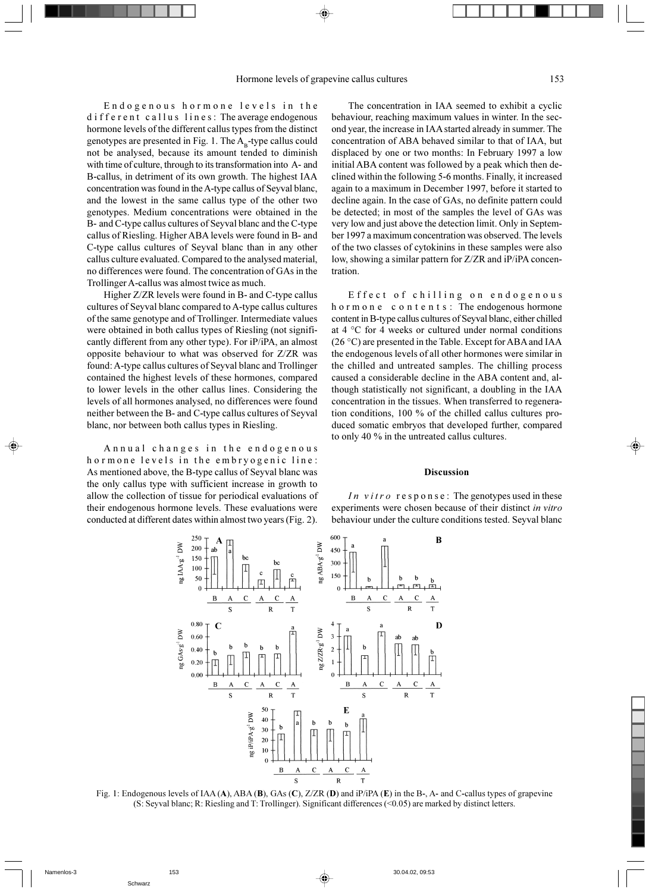**Endogenous hormone levels in the different callus lines:** The average endogenous hormone levels of the different callus types from the distinct genotypes are presented in Fig. 1. The $A_B$-type callus could not be analysed, because its amount tended to diminish with time of culture, through to its transformation into A- and B-callus, in detriment of its own growth. The highest IAA concentration was found in the A-type callus of Seyval blanc, and the lowest in the same callus type of the other two genotypes. Medium concentrations were obtained in the B- and C-type callus cultures of Seyval blanc and the C-type callus of Riesling. Higher ABA levels were found in B- and C-type callus cultures of Seyval blanc than in any other callus culture evaluated. Compared to the analysed material, no differences were found. The concentration of GAs in the Trollinger A-callus was almost twice as much.

Higher Z/ZR levels were found in B- and C-type callus cultures of Seyval blanc compared to A-type callus cultures of the same genotype and of Trollinger. Intermediate values were obtained in both callus types of Riesling (not significantly different from any other type). For iP/iPA, an almost opposite behaviour to what was observed for Z/ZR was found: A-type callus cultures of Seyval blanc and Trollinger contained the highest levels of these hormones, compared to lower levels in the other callus lines. Considering the levels of all hormones analysed, no differences were found neither between the B- and C-type callus cultures of Seyval blanc, nor between both callus types in Riesling.

**Annual changes in the endogenous hormone levels in the embryogenic line:** As mentioned above, the B-type callus of Seyval blanc was the only callus type with sufficient increase in growth to allow the collection of tissue for periodical evaluations of their endogenous hormone levels. These evaluations were conducted at different dates within almost two years (Fig. 2).

The concentration in IAA seemed to exhibit a cyclic behaviour, reaching maximum values in winter. In the second year, the increase in IAA started already in summer. The concentration of ABA behaved similar to that of IAA, but displaced by one or two months: In February 1997 a low initial ABA content was followed by a peak which then declined within the following 5-6 months. Finally, it increased again to a maximum in December 1997, before it started to decline again. In the case of GAs, no definite pattern could be detected; in most of the samples the level of GAs was very low and just above the detection limit. Only in September 1997 a maximum concentration was observed. The levels of the two classes of cytokinins in these samples were also low, showing a similar pattern for Z/ZR and iP/iPA concentration.

**Effect of chilling on endogenous hormone contents:** The endogenous hormone content in B-type callus cultures of Seyval blanc, either chilled at 4 °C for 4 weeks or cultured under normal conditions (26 °C) are presented in the Table. Except for ABA and IAA the endogenous levels of all other hormones were similar in the chilled and untreated samples. The chilling process caused a considerable decline in the ABA content and, although statistically not significant, a doubling in the IAA concentration in the tissues. When transferred to regeneration conditions, 100 % of the chilled callus cultures produced somatic embryos that developed further, compared to only 40 % in the untreated callus cultures.

## Discussion

***In vitro* response:** The genotypes used in these experiments were chosen because of their distinct *in vitro* behaviour under the culture conditions tested. Seyval blanc

Fig. 1: Endogenous levels of IAA (**A**), ABA (**B**), GAs (**C**), Z/ZR (**D**) and iP/iPA (**E**) in the B-, A- and C-callus types of grapevine (S: Seyval blanc; R: Riesling and T: Trollinger). Significant differences (<0.05) are marked by distinct letters.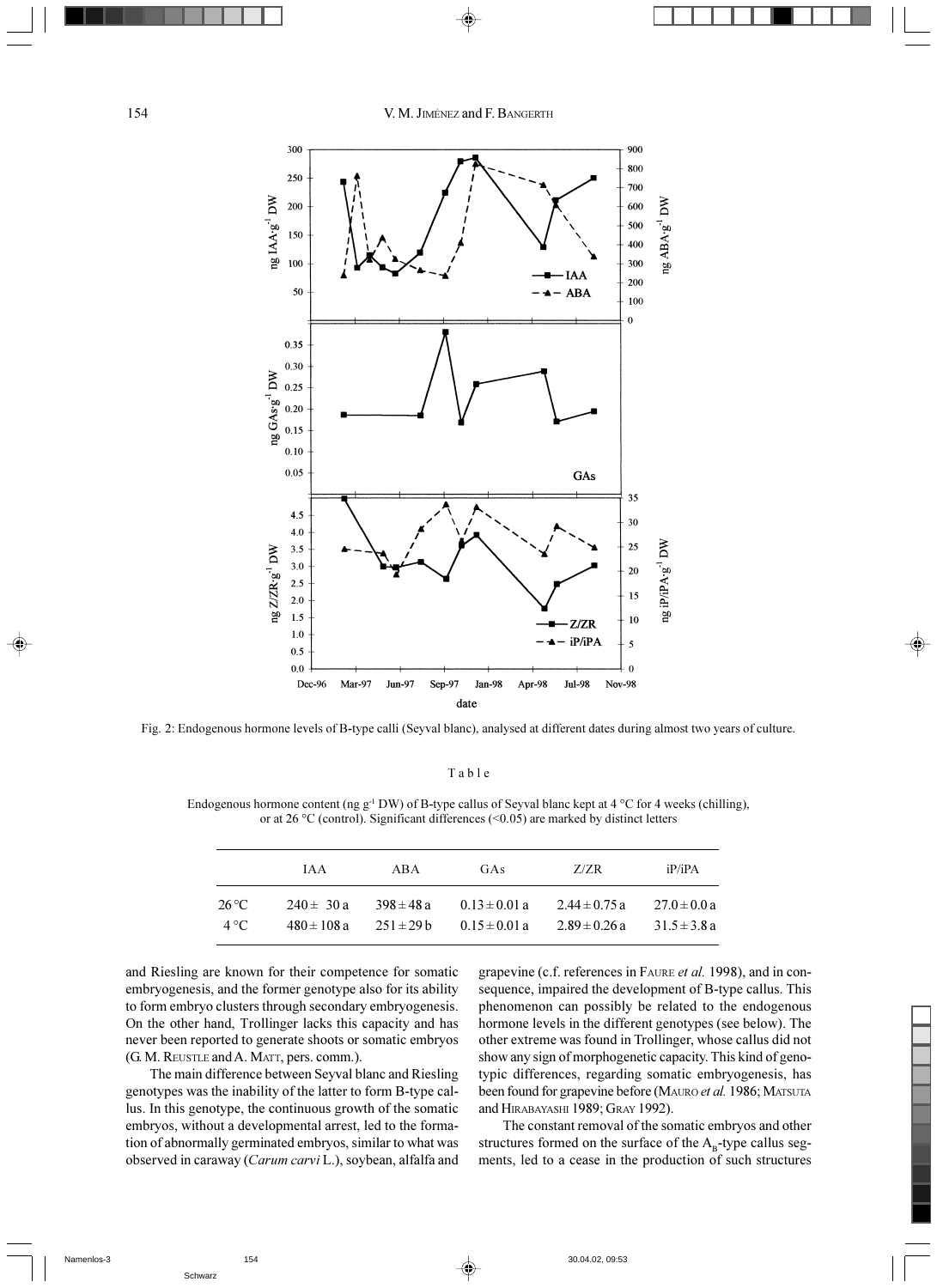Fig. 2: Endogenous hormone levels of B-type calli (Seyval blanc), analysed at different dates during almost two years of culture.

Table

Endogenous hormone content (ng g$^{-1}$ DW) of B-type callus of Seyval blanc kept at 4 °C for 4 weeks (chilling), or at 26 °C (control). Significant differences (<0.05) are marked by distinct letters

| | IAA | ABA | GAs | Z/ZR | iP/iPA |
|---|---|---|---|---|---|
| 26 °C | 240 ± 30 a | 398 ± 48 a | 0.13 ± 0.01 a | 2.44 ± 0.75 a | 27.0 ± 0.0 a |
| 4 °C | 480 ± 108 a | 251 ± 29 b | 0.15 ± 0.01 a | 2.89 ± 0.26 a | 31.5 ± 3.8 a |

and Riesling are known for their competence for somatic embryogenesis, and the former genotype also for its ability to form embryo clusters through secondary embryogenesis. On the other hand, Trollinger lacks this capacity and has never been reported to generate shoots or somatic embryos (G. M. Reustle and A. Matt, pers. comm.).

The main difference between Seyval blanc and Riesling genotypes was the inability of the latter to form B-type callus. In this genotype, the continuous growth of the somatic embryos, without a developmental arrest, led to the formation of abnormally germinated embryos, similar to what was observed in caraway (*Carum carvi* L.), soybean, alfalfa and grapevine (c.f. references in Faure *et al.* 1998), and in consequence, impaired the development of B-type callus. This phenomenon can possibly be related to the endogenous hormone levels in the different genotypes (see below). The other extreme was found in Trollinger, whose callus did not show any sign of morphogenetic capacity. This kind of genotypic differences, regarding somatic embryogenesis, has been found for grapevine before (Mauro *et al.* 1986; Matsuta and Hirabayashi 1989; Gray 1992).

The constant removal of the somatic embryos and other structures formed on the surface of the $A_B$-type callus segments, led to a cease in the production of such structures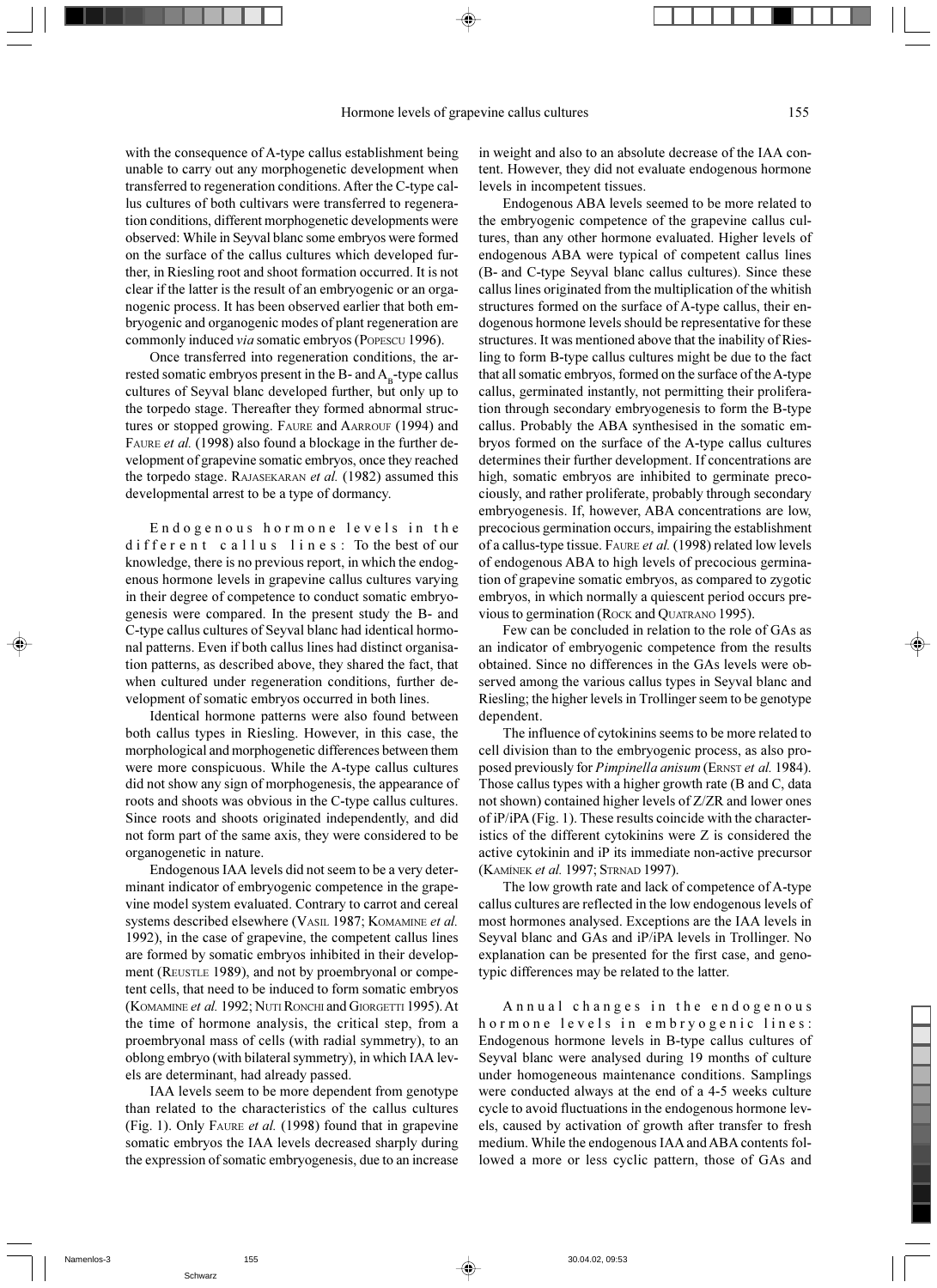with the consequence of A-type callus establishment being unable to carry out any morphogenetic development when transferred to regeneration conditions. After the C-type callus cultures of both cultivars were transferred to regeneration conditions, different morphogenetic developments were observed: While in Seyval blanc some embryos were formed on the surface of the callus cultures which developed further, in Riesling root and shoot formation occurred. It is not clear if the latter is the result of an embryogenic or an organogenic process. It has been observed earlier that both embryogenic and organogenic modes of plant regeneration are commonly induced *via* somatic embryos (Popescu 1996).

Once transferred into regeneration conditions, the arrested somatic embryos present in the B- and $A_B$-type callus cultures of Seyval blanc developed further, but only up to the torpedo stage. Thereafter they formed abnormal structures or stopped growing. Faure and Aarrouf (1994) and Faure *et al.* (1998) also found a blockage in the further development of grapevine somatic embryos, once they reached the torpedo stage. Rajasekaran *et al.* (1982) assumed this developmental arrest to be a type of dormancy.

Endogenous hormone levels in the different callus lines: To the best of our knowledge, there is no previous report, in which the endogenous hormone levels in grapevine callus cultures varying in their degree of competence to conduct somatic embryogenesis were compared. In the present study the B- and C-type callus cultures of Seyval blanc had identical hormonal patterns. Even if both callus lines had distinct organisation patterns, as described above, they shared the fact, that when cultured under regeneration conditions, further development of somatic embryos occurred in both lines.

Identical hormone patterns were also found between both callus types in Riesling. However, in this case, the morphological and morphogenetic differences between them were more conspicuous. While the A-type callus cultures did not show any sign of morphogenesis, the appearance of roots and shoots was obvious in the C-type callus cultures. Since roots and shoots originated independently, and did not form part of the same axis, they were considered to be organogenetic in nature.

Endogenous IAA levels did not seem to be a very determinant indicator of embryogenic competence in the grapevine model system evaluated. Contrary to carrot and cereal systems described elsewhere (Vasil 1987; Komamine *et al.* 1992), in the case of grapevine, the competent callus lines are formed by somatic embryos inhibited in their development (Reustle 1989), and not by proembryonal or competent cells, that need to be induced to form somatic embryos (Komamine *et al.* 1992; Nuti Ronchi and Giorgetti 1995). At the time of hormone analysis, the critical step, from a proembryonal mass of cells (with radial symmetry), to an oblong embryo (with bilateral symmetry), in which IAA levels are determinant, had already passed.

IAA levels seem to be more dependent from genotype than related to the characteristics of the callus cultures (Fig. 1). Only Faure *et al.* (1998) found that in grapevine somatic embryos the IAA levels decreased sharply during the expression of somatic embryogenesis, due to an increase in weight and also to an absolute decrease of the IAA content. However, they did not evaluate endogenous hormone levels in incompetent tissues.

Endogenous ABA levels seemed to be more related to the embryogenic competence of the grapevine callus cultures, than any other hormone evaluated. Higher levels of endogenous ABA were typical of competent callus lines (B- and C-type Seyval blanc callus cultures). Since these callus lines originated from the multiplication of the whitish structures formed on the surface of A-type callus, their endogenous hormone levels should be representative for these structures. It was mentioned above that the inability of Riesling to form B-type callus cultures might be due to the fact that all somatic embryos, formed on the surface of the A-type callus, germinated instantly, not permitting their proliferation through secondary embryogenesis to form the B-type callus. Probably the ABA synthesised in the somatic embryos formed on the surface of the A-type callus cultures determines their further development. If concentrations are high, somatic embryos are inhibited to germinate precociously, and rather proliferate, probably through secondary embryogenesis. If, however, ABA concentrations are low, precocious germination occurs, impairing the establishment of a callus-type tissue. Faure *et al.* (1998) related low levels of endogenous ABA to high levels of precocious germination of grapevine somatic embryos, as compared to zygotic embryos, in which normally a quiescent period occurs previous to germination (Rock and Quatrano 1995).

Few can be concluded in relation to the role of GAs as an indicator of embryogenic competence from the results obtained. Since no differences in the GAs levels were observed among the various callus types in Seyval blanc and Riesling; the higher levels in Trollinger seem to be genotype dependent.

The influence of cytokinins seems to be more related to cell division than to the embryogenic process, as also proposed previously for *Pimpinella anisum* (Ernst *et al.* 1984). Those callus types with a higher growth rate (B and C, data not shown) contained higher levels of Z/ZR and lower ones of iP/iPA (Fig. 1). These results coincide with the characteristics of the different cytokinins were Z is considered the active cytokinin and iP its immediate non-active precursor (Kamínek *et al.* 1997; Strnad 1997).

The low growth rate and lack of competence of A-type callus cultures are reflected in the low endogenous levels of most hormones analysed. Exceptions are the IAA levels in Seyval blanc and GAs and iP/iPA levels in Trollinger. No explanation can be presented for the first case, and genotypic differences may be related to the latter.

Annual changes in the endogenous hormone levels in embryogenic lines: Endogenous hormone levels in B-type callus cultures of Seyval blanc were analysed during 19 months of culture under homogeneous maintenance conditions. Samplings were conducted always at the end of a 4-5 weeks culture cycle to avoid fluctuations in the endogenous hormone levels, caused by activation of growth after transfer to fresh medium. While the endogenous IAA and ABA contents followed a more or less cyclic pattern, those of GAs and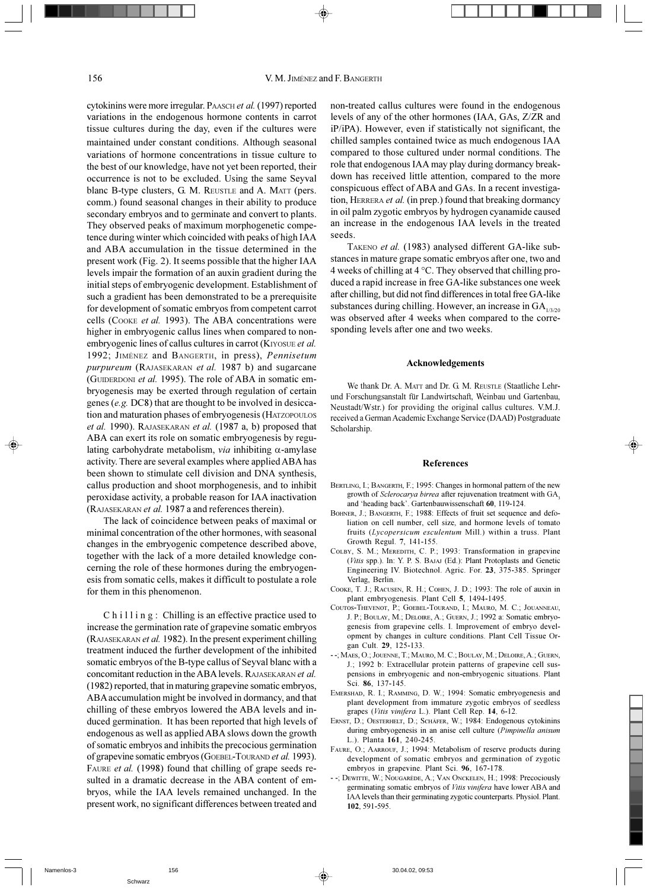cytokinins were more irregular. PAASCH *et al.* (1997) reported variations in the endogenous hormone contents in carrot tissue cultures during the day, even if the cultures were maintained under constant conditions. Although seasonal variations of hormone concentrations in tissue culture to the best of our knowledge, have not yet been reported, their occurrence is not to be excluded. Using the same Seyval blanc B-type clusters, G. M. REUSTLE and A. MATT (pers. comm.) found seasonal changes in their ability to produce secondary embryos and to germinate and convert to plants. They observed peaks of maximum morphogenetic competence during winter which coincided with peaks of high IAA and ABA accumulation in the tissue determined in the present work (Fig. 2). It seems possible that the higher IAA levels impair the formation of an auxin gradient during the initial steps of embryogenic development. Establishment of such a gradient has been demonstrated to be a prerequisite for development of somatic embryos from competent carrot cells (COOKE *et al.* 1993). The ABA concentrations were higher in embryogenic callus lines when compared to non-embryogenic lines of callus cultures in carrot (KIYOSUE *et al.* 1992; JIMÉNEZ and BANGERTH, in press), *Pennisetum purpureum* (RAJASEKARAN *et al.* 1987 b) and sugarcane (GUIDERDONI *et al.* 1995). The role of ABA in somatic embryogenesis may be exerted through regulation of certain genes (*e.g.* DC8) that are thought to be involved in desiccation and maturation phases of embryogenesis (HATZOPOULOS *et al.* 1990). RAJASEKARAN *et al.* (1987 a, b) proposed that ABA can exert its role on somatic embryogenesis by regulating carbohydrate metabolism, *via* inhibiting α-amylase activity. There are several examples where applied ABA has been shown to stimulate cell division and DNA synthesis, callus production and shoot morphogenesis, and to inhibit peroxidase activity, a probable reason for IAA inactivation (RAJASEKARAN *et al.* 1987 a and references therein).

The lack of coincidence between peaks of maximal or minimal concentration of the other hormones, with seasonal changes in the embryogenic competence described above, together with the lack of a more detailed knowledge concerning the role of these hormones during the embryogenesis from somatic cells, makes it difficult to postulate a role for them in this phenomenon.

C h i l l i n g : Chilling is an effective practice used to increase the germination rate of grapevine somatic embryos (RAJASEKARAN *et al.* 1982). In the present experiment chilling treatment induced the further development of the inhibited somatic embryos of the B-type callus of Seyval blanc with a concomitant reduction in the ABA levels. RAJASEKARAN *et al.* (1982) reported, that in maturing grapevine somatic embryos, ABA accumulation might be involved in dormancy, and that chilling of these embryos lowered the ABA levels and induced germination. It has been reported that high levels of endogenous as well as applied ABA slows down the growth of somatic embryos and inhibits the precocious germination of grapevine somatic embryos (GOEBEL-TOURAND *et al.* 1993). FAURE *et al.* (1998) found that chilling of grape seeds resulted in a dramatic decrease in the ABA content of embryos, while the IAA levels remained unchanged. In the present work, no significant differences between treated and non-treated callus cultures were found in the endogenous levels of any of the other hormones (IAA, GAs, Z/ZR and iP/iPA). However, even if statistically not significant, the chilled samples contained twice as much endogenous IAA compared to those cultured under normal conditions. The role that endogenous IAA may play during dormancy breakdown has received little attention, compared to the more conspicuous effect of ABA and GAs. In a recent investigation, HERRERA *et al.* (in prep.) found that breaking dormancy in oil palm zygotic embryos by hydrogen cyanamide caused an increase in the endogenous IAA levels in the treated seeds.

TAKENO *et al.* (1983) analysed different GA-like substances in mature grape somatic embryos after one, two and 4 weeks of chilling at 4 °C. They observed that chilling produced a rapid increase in free GA-like substances one week after chilling, but did not find differences in total free GA-like substances during chilling. However, an increase in $GA_{1/3/20}$ was observed after 4 weeks when compared to the corresponding levels after one and two weeks.

## Acknowledgements

We thank Dr. A. MATT and Dr. G. M. REUSTLE (Staatliche Lehr- und Forschungsanstalt für Landwirtschaft, Weinbau und Gartenbau, Neustadt/Wstr.) for providing the original callus cultures. V.M.J. received a German Academic Exchange Service (DAAD) Postgraduate Scholarship.

## References

BERTLING, I.; BANGERTH, F.; 1995: Changes in hormonal pattern of the new growth of *Sclerocarya birrea* after rejuvenation treatment with $GA_3$ and 'heading back'. Gartenbauwissenschaft **60**, 119-124.

BOHNER, J.; BANGERTH, F.; 1988: Effects of fruit set sequence and defoliation on cell number, cell size, and hormone levels of tomato fruits (*Lycopersicum esculentum* Mill.) within a truss. Plant Growth Regul. **7**, 141-155.

COLBY, S. M.; MEREDITH, C. P.; 1993: Transformation in grapevine (*Vitis* spp.). In: Y. P. S. BAJAJ (Ed.): Plant Protoplasts and Genetic Engineering IV. Biotechnol. Agric. For. **23**, 375-385. Springer Verlag, Berlin.

COOKE, T. J.; RACUSEN, R. H.; COHEN, J. D.; 1993: The role of auxin in plant embryogenesis. Plant Cell **5**, 1494-1495.

COUTOS-THEVENOT, P.; GOEBEL-TOURAND, I.; MAURO, M. C.; JOUANNEAU, J. P.; BOULAY, M.; DELOIRE, A.; GUERN, J.; 1992 a: Somatic embryogenesis from grapevine cells. I. Improvement of embryo development by changes in culture conditions. Plant Cell Tissue Organ Cult. **29**, 125-133.

- -; MAES, O.; JOUENNE, T.; MAURO, M. C.; BOULAY, M.; DELOIRE, A.; GUERN, J.; 1992 b: Extracellular protein patterns of grapevine cell suspensions in embryogenic and non-embryogenic situations. Plant Sci. **86**, 137-145.

EMERSHAD, R. L.; RAMMING, D. W.; 1994: Somatic embryogenesis and plant development from immature zygotic embryos of seedless grapes (*Vitis vinifera* L.). Plant Cell Rep. **14**, 6-12.

ERNST, D.; OESTERHELT, D.; SCHÄFER, W.; 1984: Endogenous cytokinins during embryogenesis in an anise cell culture (*Pimpinella anisum* L.). Planta **161**, 240-245.

FAURE, O.; AARROUF, J.; 1994: Metabolism of reserve products during development of somatic embryos and germination of zygotic embryos in grapevine. Plant Sci. **96**, 167-178.

- -; DEWITTE, W.; NOUGARÈDE, A.; VAN ONCKELEN, H.; 1998: Precociously germinating somatic embryos of *Vitis vinifera* have lower ABA and IAA levels than their germinating zygotic counterparts. Physiol. Plant. **102**, 591-595.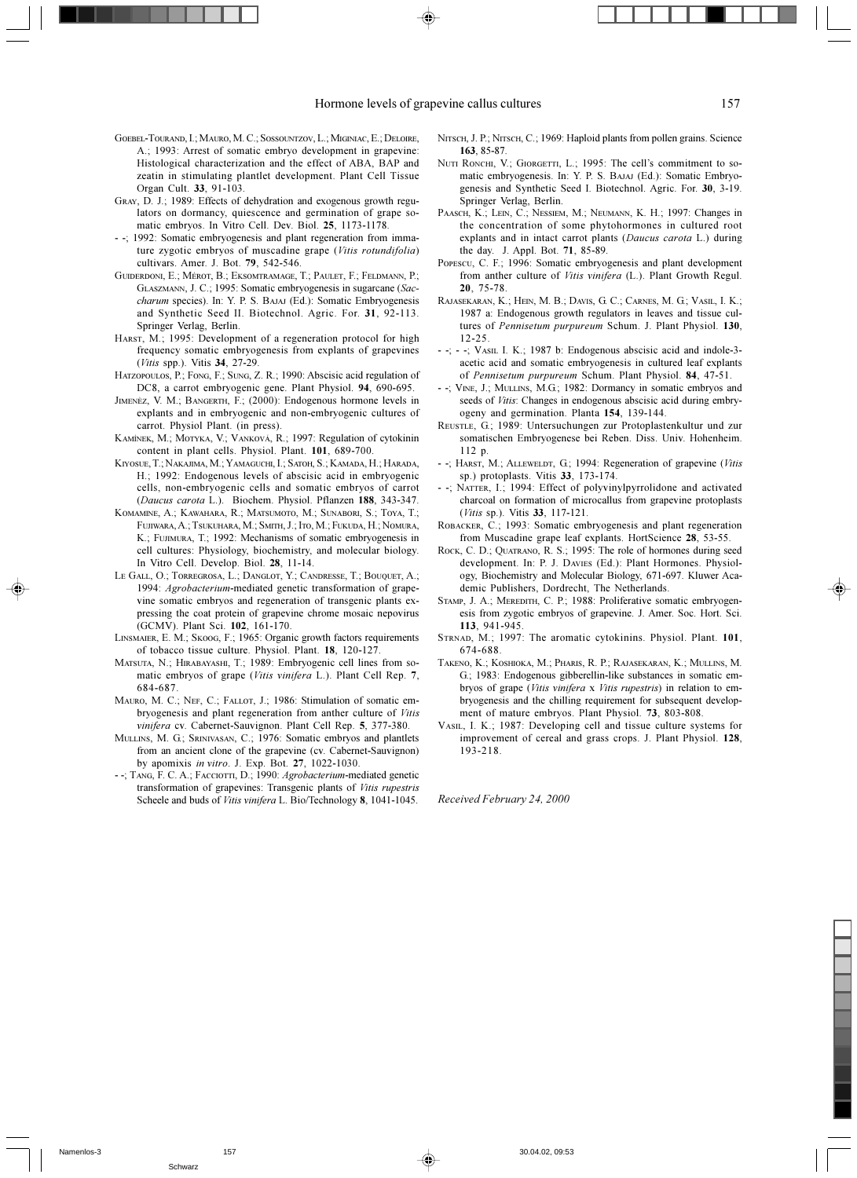Goebel-Tourand, I.; Mauro, M. C.; Sossountzov, L.; Miginiac, E.; Deloire, A.; 1993: Arrest of somatic embryo development in grapevine: Histological characterization and the effect of ABA, BAP and zeatin in stimulating plantlet development. Plant Cell Tissue Organ Cult. **33**, 91-103.

Gray, D. J.; 1989: Effects of dehydration and exogenous growth regulators on dormancy, quiescence and germination of grape somatic embryos. In Vitro Cell. Dev. Biol. **25**, 1173-1178.

- -; 1992: Somatic embryogenesis and plant regeneration from immature zygotic embryos of muscadine grape (*Vitis rotundifolia*) cultivars. Amer. J. Bot. **79**, 542-546.

Guiderdoni, E.; Mérot, B.; Eksomtramage, T.; Paulet, F.; Feldmann, P.; Glaszmann, J. C.; 1995: Somatic embryogenesis in sugarcane (*Saccharum* species). In: Y. P. S. Bajaj (Ed.): Somatic Embryogenesis and Synthetic Seed II. Biotechnol. Agric. For. **31**, 92-113. Springer Verlag, Berlin.

Harst, M.; 1995: Development of a regeneration protocol for high frequency somatic embryogenesis from explants of grapevines (*Vitis* spp.). Vitis **34**, 27-29.

Hatzopoulos, P.; Fong, F.; Sung, Z. R.; 1990: Abscisic acid regulation of DC8, a carrot embryogenic gene. Plant Physiol. **94**, 690-695.

Jiménéz, V. M.; Bangerth, F.; (2000): Endogenous hormone levels in explants and in embryogenic and non-embryogenic cultures of carrot. Physiol Plant. (in press).

Kamínek, M.; Motyka, V.; Vanková, R.; 1997: Regulation of cytokinin content in plant cells. Physiol. Plant. **101**, 689-700.

Kiyosue, T.; Nakajima, M.; Yamaguchi, I.; Satoh, S.; Kamada, H.; Harada, H.; 1992: Endogenous levels of abscisic acid in embryogenic cells, non-embryogenic cells and somatic embryos of carrot (*Daucus carota* L.). Biochem. Physiol. Pflanzen **188**, 343-347.

Komamine, A.; Kawahara, R.; Matsumoto, M.; Sunabori, S.; Toya, T.; Fujiwara, A.; Tsukuhara, M.; Smith, J.; Ito, M.; Fukuda, H.; Nomura, K.; Fujimura, T.; 1992: Mechanisms of somatic embryogenesis in cell cultures: Physiology, biochemistry, and molecular biology. In Vitro Cell. Develop. Biol. **28**, 11-14.

Le Gall, O.; Torregrosa, L.; Danglot, Y.; Candresse, T.; Bouquet, A.; 1994: *Agrobacterium*-mediated genetic transformation of grapevine somatic embryos and regeneration of transgenic plants expressing the coat protein of grapevine chrome mosaic nepovirus (GCMV). Plant Sci. **102**, 161-170.

Linsmaier, E. M.; Skoog, F.; 1965: Organic growth factors requirements of tobacco tissue culture. Physiol. Plant. **18**, 120-127.

Matsuta, N.; Hirabayashi, T.; 1989: Embryogenic cell lines from somatic embryos of grape (*Vitis vinifera* L.). Plant Cell Rep. **7**, 684-687.

Mauro, M. C.; Nef, C.; Fallot, J.; 1986: Stimulation of somatic embryogenesis and plant regeneration from anther culture of *Vitis vinifera* cv. Cabernet-Sauvignon. Plant Cell Rep. **5**, 377-380.

Mullins, M. G.; Srinivasan, C.; 1976: Somatic embryos and plantlets from an ancient clone of the grapevine (cv. Cabernet-Sauvignon) by apomixis *in vitro*. J. Exp. Bot. **27**, 1022-1030.

- -; Tang, F. C. A.; Facciotti, D.; 1990: *Agrobacterium*-mediated genetic transformation of grapevines: Transgenic plants of *Vitis rupestris* Scheele and buds of *Vitis vinifera* L. Bio/Technology **8**, 1041-1045.

Nitsch, J. P.; Nitsch, C.; 1969: Haploid plants from pollen grains. Science **163**, 85-87.

Nuti Ronchi, V.; Giorgetti, L.; 1995: The cell's commitment to somatic embryogenesis. In: Y. P. S. Bajaj (Ed.): Somatic Embryogenesis and Synthetic Seed I. Biotechnol. Agric. For. **30**, 3-19. Springer Verlag, Berlin.

Paasch, K.; Lein, C.; Nessiem, M.; Neumann, K. H.; 1997: Changes in the concentration of some phytohormones in cultured root explants and in intact carrot plants (*Daucus carota* L.) during the day. J. Appl. Bot. **71**, 85-89.

Popescu, C. F.; 1996: Somatic embryogenesis and plant development from anther culture of *Vitis vinifera* (L.). Plant Growth Regul. **20**, 75-78.

Rajasekaran, K.; Hein, M. B.; Davis, G. C.; Carnes, M. G.; Vasil, I. K.; 1987 a: Endogenous growth regulators in leaves and tissue cultures of *Pennisetum purpureum* Schum. J. Plant Physiol. **130**, 12-25.

- -; - -; Vasil I. K.; 1987 b: Endogenous abscisic acid and indole-3-acetic acid and somatic embryogenesis in cultured leaf explants of *Pennisetum purpureum* Schum. Plant Physiol. **84**, 47-51.

- -; Vine, J.; Mullins, M.G.; 1982: Dormancy in somatic embryos and seeds of *Vitis*: Changes in endogenous abscisic acid during embryogeny and germination. Planta **154**, 139-144.

Reustle, G.; 1989: Untersuchungen zur Protoplastenkultur und zur somatischen Embryogenese bei Reben. Diss. Univ. Hohenheim. 112 p.

- -; Harst, M.; Alleweldt, G.; 1994: Regeneration of grapevine (*Vitis* sp.) protoplasts. Vitis **33**, 173-174.

- -; Natter, I.; 1994: Effect of polyvinylpyrrolidone and activated charcoal on formation of microcallus from grapevine protoplasts (*Vitis* sp.). Vitis **33**, 117-121.

Robacker, C.; 1993: Somatic embryogenesis and plant regeneration from Muscadine grape leaf explants. HortScience **28**, 53-55.

Rock, C. D.; Quatrano, R. S.; 1995: The role of hormones during seed development. In: P. J. Davies (Ed.): Plant Hormones. Physiology, Biochemistry and Molecular Biology, 671-697. Kluwer Academic Publishers, Dordrecht, The Netherlands.

Stamp, J. A.; Meredith, C. P.; 1988: Proliferative somatic embryogenesis from zygotic embryos of grapevine. J. Amer. Soc. Hort. Sci. **113**, 941-945.

Strnad, M.; 1997: The aromatic cytokinins. Physiol. Plant. **101**, 674-688.

Takeno, K.; Koshioka, M.; Pharis, R. P.; Rajasekaran, K.; Mullins, M. G.; 1983: Endogenous gibberellin-like substances in somatic embryos of grape (*Vitis vinifera* x *Vitis rupestris*) in relation to embryogenesis and the chilling requirement for subsequent development of mature embryos. Plant Physiol. **73**, 803-808.

Vasil, I. K.; 1987: Developing cell and tissue culture systems for improvement of cereal and grass crops. J. Plant Physiol. **128**, 193-218.

*Received February 24, 2000*